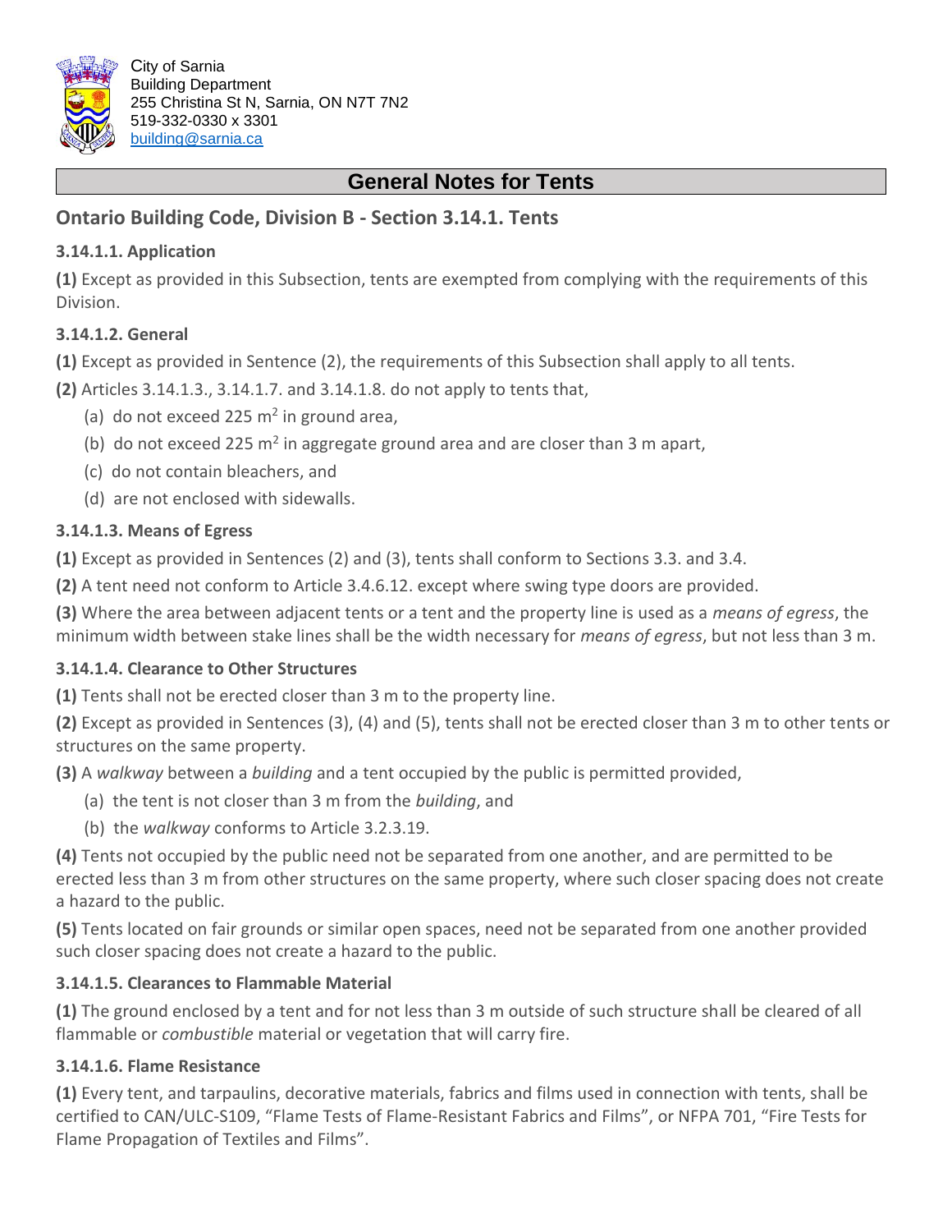City of Sarnia
Building Department
255 Christina St N, Sarnia, ON N7T 7N2
519-332-0330 x 3301
building@sarnia.ca

# General Notes for Tents

## Ontario Building Code, Division B - Section 3.14.1. Tents

### 3.14.1.1. Application

**(1)** Except as provided in this Subsection, tents are exempted from complying with the requirements of this Division.

### 3.14.1.2. General

**(1)** Except as provided in Sentence (2), the requirements of this Subsection shall apply to all tents.

**(2)** Articles 3.14.1.3., 3.14.1.7. and 3.14.1.8. do not apply to tents that,

(a) do not exceed 225 $m^2$ in ground area,

(b) do not exceed 225 $m^2$ in aggregate ground area and are closer than 3 m apart,

(c) do not contain bleachers, and

(d) are not enclosed with sidewalls.

### 3.14.1.3. Means of Egress

**(1)** Except as provided in Sentences (2) and (3), tents shall conform to Sections 3.3. and 3.4.

**(2)** A tent need not conform to Article 3.4.6.12. except where swing type doors are provided.

**(3)** Where the area between adjacent tents or a tent and the property line is used as a *means of egress*, the minimum width between stake lines shall be the width necessary for *means of egress*, but not less than 3 m.

### 3.14.1.4. Clearance to Other Structures

**(1)** Tents shall not be erected closer than 3 m to the property line.

**(2)** Except as provided in Sentences (3), (4) and (5), tents shall not be erected closer than 3 m to other tents or structures on the same property.

**(3)** A *walkway* between a *building* and a tent occupied by the public is permitted provided,

(a) the tent is not closer than 3 m from the *building*, and

(b) the *walkway* conforms to Article 3.2.3.19.

**(4)** Tents not occupied by the public need not be separated from one another, and are permitted to be erected less than 3 m from other structures on the same property, where such closer spacing does not create a hazard to the public.

**(5)** Tents located on fair grounds or similar open spaces, need not be separated from one another provided such closer spacing does not create a hazard to the public.

### 3.14.1.5. Clearances to Flammable Material

**(1)** The ground enclosed by a tent and for not less than 3 m outside of such structure shall be cleared of all flammable or *combustible* material or vegetation that will carry fire.

### 3.14.1.6. Flame Resistance

**(1)** Every tent, and tarpaulins, decorative materials, fabrics and films used in connection with tents, shall be certified to CAN/ULC-S109, "Flame Tests of Flame-Resistant Fabrics and Films", or NFPA 701, "Fire Tests for Flame Propagation of Textiles and Films".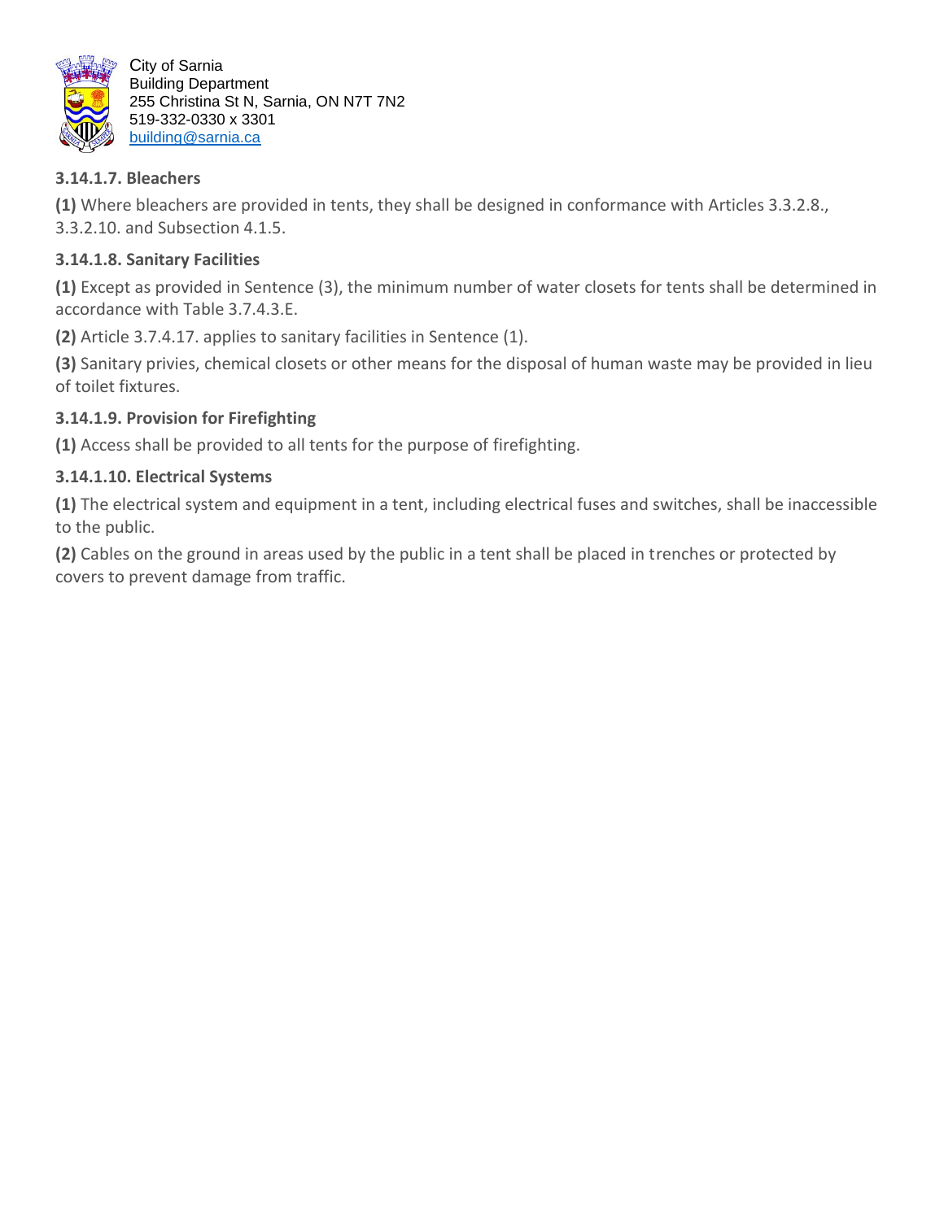### 3.14.1.7. Bleachers

**(1)** Where bleachers are provided in tents, they shall be designed in conformance with Articles 3.3.2.8., 3.3.2.10. and Subsection 4.1.5.

### 3.14.1.8. Sanitary Facilities

**(1)** Except as provided in Sentence (3), the minimum number of water closets for tents shall be determined in accordance with Table 3.7.4.3.E.

**(2)** Article 3.7.4.17. applies to sanitary facilities in Sentence (1).

**(3)** Sanitary privies, chemical closets or other means for the disposal of human waste may be provided in lieu of toilet fixtures.

### 3.14.1.9. Provision for Firefighting

**(1)** Access shall be provided to all tents for the purpose of firefighting.

### 3.14.1.10. Electrical Systems

**(1)** The electrical system and equipment in a tent, including electrical fuses and switches, shall be inaccessible to the public.

**(2)** Cables on the ground in areas used by the public in a tent shall be placed in trenches or protected by covers to prevent damage from traffic.